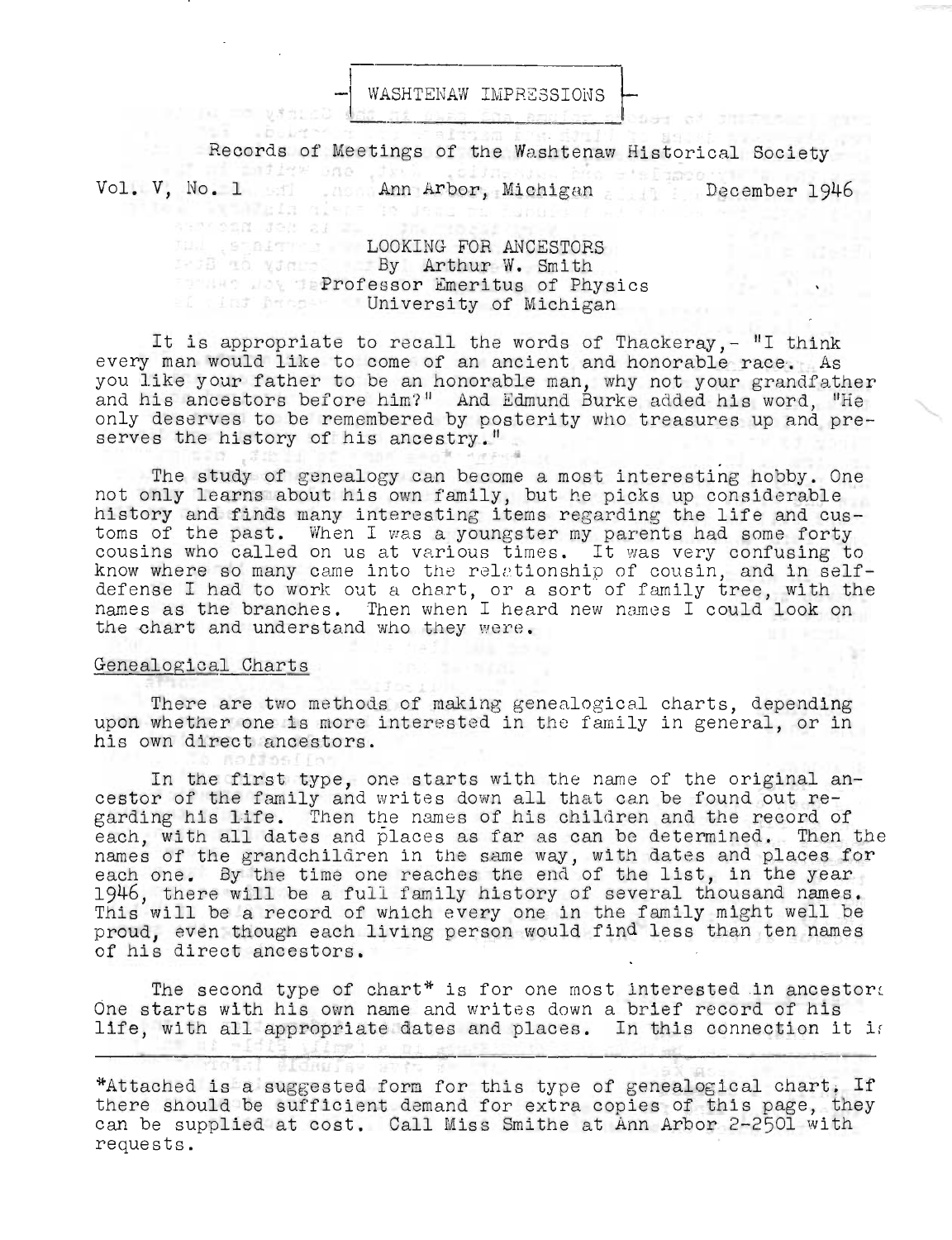WASHTENAW IMPRESSIONS

Records of Meetings of the Washtenaw Historical Society

Vol. V, No. 1 Ann Arbor, Michigan December 1946

# LOOKING FOR ANCESTORS

By Arthur W. Smith
Professor Emeritus of Physics
University of Michigan

It is appropriate to recall the words of Thackeray,- "I think every man would like to come of an ancient and honorable race. As you like your father to be an honorable man, why not your grandfather and his ancestors before him?" And Edmund Burke added his word, "He only deserves to be remembered by posterity who treasures up and preserves the history of his ancestry."

The study of genealogy can become a most interesting hobby. One not only learns about his own family, but he picks up considerable history and finds many interesting items regarding the life and customs of the past. When I was a youngster my parents had some forty cousins who called on us at various times. It was very confusing to know where so many came into the relationship of cousin, and in self-defense I had to work out a chart, or a sort of family tree, with the names as the branches. Then when I heard new names I could look on the chart and understand who they were.

## Genealogical Charts

There are two methods of making genealogical charts, depending upon whether one is more interested in the family in general, or in his own direct ancestors.

In the first type, one starts with the name of the original ancestor of the family and writes down all that can be found out regarding his life. Then the names of his children and the record of each, with all dates and places as far as can be determined. Then the names of the grandchildren in the same way, with dates and places for each one. By the time one reaches the end of the list, in the year 1946, there will be a full family history of several thousand names. This will be a record of which every one in the family might well be proud, even though each living person would find less than ten names of his direct ancestors.

The second type of chart* is for one most interested in ancestors. One starts with his own name and writes down a brief record of his life, with all appropriate dates and places. In this connection it is

*Attached is a suggested form for this type of genealogical chart. If there should be sufficient demand for extra copies of this page, they can be supplied at cost. Call Miss Smithe at Ann Arbor 2-2501 with requests.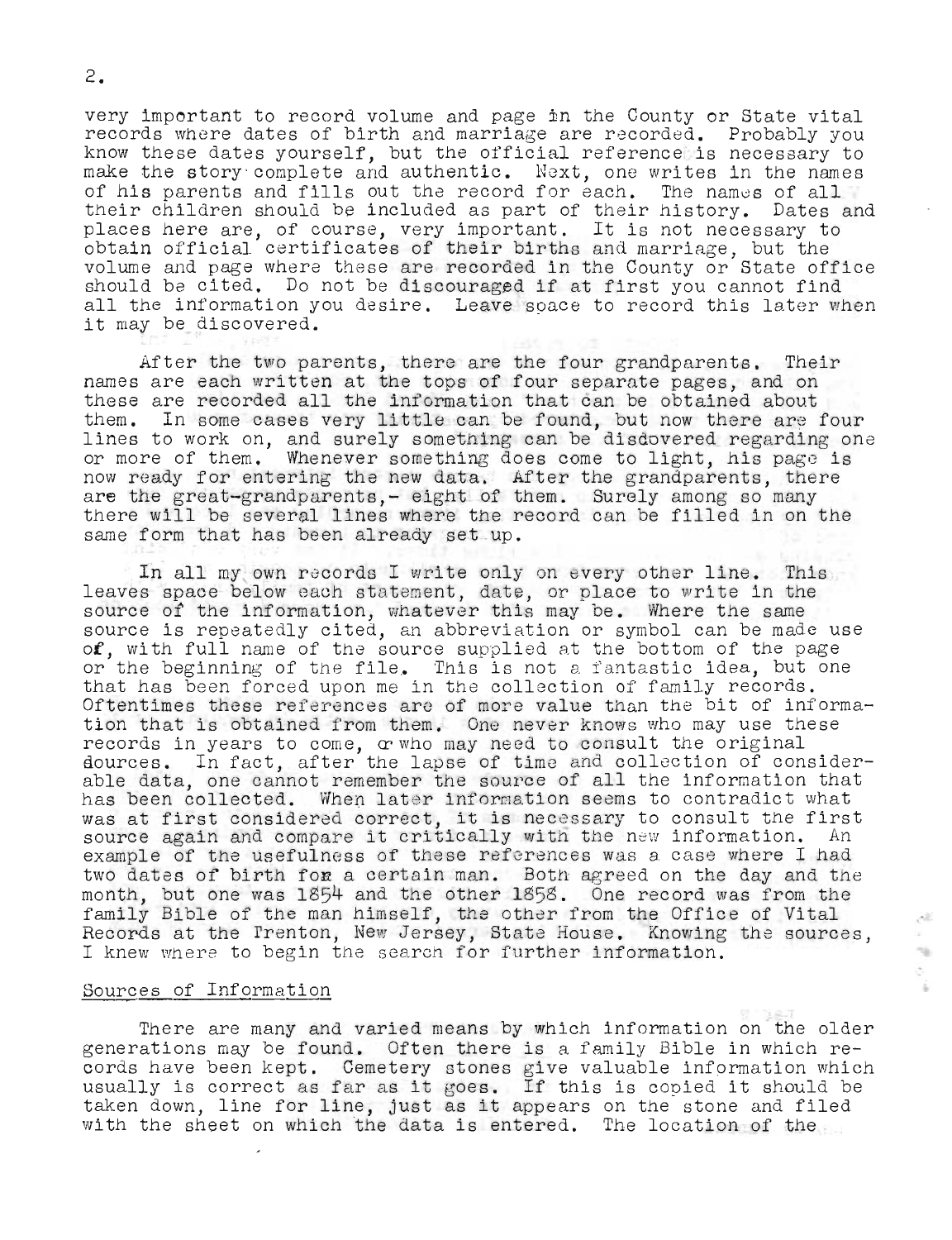very important to record volume and page in the County or State vital records where dates of birth and marriage are recorded. Probably you know these dates yourself, but the official reference is necessary to make the story complete and authentic. Next, one writes in the names of his parents and fills out the record for each. The names of all their children should be included as part of their history. Dates and places here are, of course, very important. It is not necessary to obtain official certificates of their births and marriage, but the volume and page where these are recorded in the County or State office should be cited. Do not be discouraged if at first you cannot find all the information you desire. Leave space to record this later when it may be discovered.

After the two parents, there are the four grandparents. Their names are each written at the tops of four separate pages, and on these are recorded all the information that can be obtained about them. In some cases very little can be found, but now there are four lines to work on, and surely something can be discovered regarding one or more of them. Whenever something does come to light, his page is now ready for entering the new data. After the grandparents, there are the great-grandparents,- eight of them. Surely among so many there will be several lines where the record can be filled in on the same form that has been already set up.

In all my own records I write only on every other line. This leaves space below each statement, date, or place to write in the source of the information, whatever this may be. Where the same source is repeatedly cited, an abbreviation or symbol can be made use of, with full name of the source supplied at the bottom of the page or the beginning of the file. This is not a fantastic idea, but one that has been forced upon me in the collection of family records. Oftentimes these references are of more value than the bit of information that is obtained from them. One never knows who may use these records in years to come, or who may need to consult the original dources. In fact, after the lapse of time and collection of considerable data, one cannot remember the source of all the information that has been collected. When later information seems to contradict what was at first considered correct, it is necessary to consult the first source again and compare it critically with the new information. An example of the usefulness of these references was a case where I had two dates of birth for a certain man. Both agreed on the day and the month, but one was 1854 and the other 1858. One record was from the family Bible of the man himself, the other from the Office of Vital Records at the Trenton, New Jersey, State House. Knowing the sources, I knew where to begin the search for further information.

## Sources of Information

There are many and varied means by which information on the older generations may be found. Often there is a family Bible in which records have been kept. Cemetery stones give valuable information which usually is correct as far as it goes. If this is copied it should be taken down, line for line, just as it appears on the stone and filed with the sheet on which the data is entered. The location of the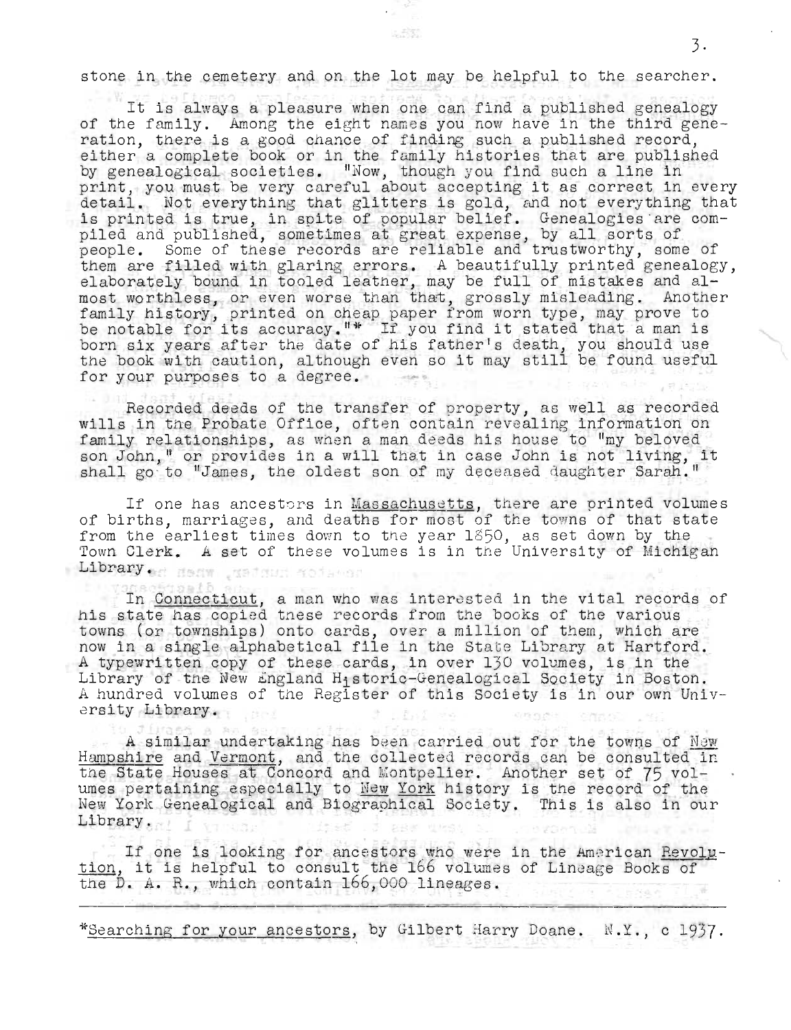stone in the cemetery and on the lot may be helpful to the searcher.

It is always a pleasure when one can find a published genealogy of the family. Among the eight names you now have in the third generation, there is a good chance of finding such a published record, either a complete book or in the family histories that are published by genealogical societies. "Now, though you find such a line in print, you must be very careful about accepting it as correct in every detail. Not everything that glitters is gold, and not everything that is printed is true, in spite of popular belief. Genealogies are compiled and published, sometimes at great expense, by all sorts of people. Some of these records are reliable and trustworthy, some of them are filled with glaring errors. A beautifully printed genealogy, elaborately bound in tooled leather, may be full of mistakes and almost worthless, or even worse than that, grossly misleading. Another family history, printed on cheap paper from worn type, may prove to be notable for its accuracy."* If you find it stated that a man is born six years after the date of his father's death, you should use the book with caution, although even so it may still be found useful for your purposes to a degree.

Recorded deeds of the transfer of property, as well as recorded wills in the Probate Office, often contain revealing information on family relationships, as when a man deeds his house to "my beloved son John," or provides in a will that in case John is not living, it shall go to "James, the oldest son of my deceased daughter Sarah."

If one has ancestors in <u>Massachusetts</u>, there are printed volumes of births, marriages, and deaths for most of the towns of that state from the earliest times down to the year 1850, as set down by the Town Clerk. A set of these volumes is in the University of Michigan Library.

In <u>Connecticut</u>, a man who was interested in the vital records of his state has copied these records from the books of the various towns (or townships) onto cards, over a million of them, which are now in a single alphabetical file in the State Library at Hartford. A typewritten copy of these cards, in over 130 volumes, is in the Library of the New England Historic-Genealogical Society in Boston. A hundred volumes of the Register of this Society is in our own University Library.

A similar undertaking has been carried out for the towns of <u>New Hampshire</u> and <u>Vermont</u>, and the collected records can be consulted in the State Houses at Concord and Montpelier. Another set of 75 volumes pertaining especially to <u>New York</u> history is the record of the New York Genealogical and Biographical Society. This is also in our Library.

If one is looking for ancestors who were in the American <u>Revolution</u>, it is helpful to consult the 166 volumes of Lineage Books of the D. A. R., which contain 166,000 lineages.

---

*<u>Searching for your ancestors</u>, by Gilbert Harry Doane. N.Y., c 1937.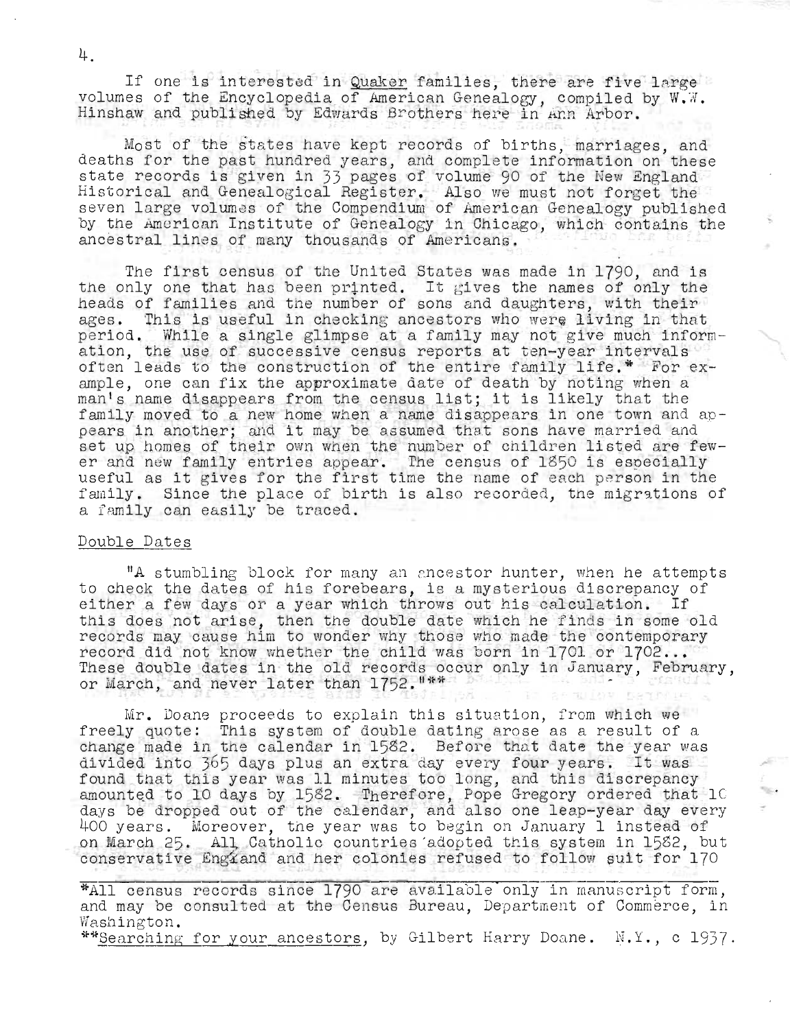If one is interested in Quaker families, there are five large volumes of the Encyclopedia of American Genealogy, compiled by W.W. Hinshaw and published by Edwards Brothers here in Ann Arbor.

Most of the states have kept records of births, marriages, and deaths for the past hundred years, and complete information on these state records is given in 33 pages of volume 90 of the New England Historical and Genealogical Register. Also we must not forget the seven large volumes of the Compendium of American Genealogy published by the American Institute of Genealogy in Chicago, which contains the ancestral lines of many thousands of Americans.

The first census of the United States was made in 1790, and is the only one that has been printed. It gives the names of only the heads of families and the number of sons and daughters, with their ages. This is useful in checking ancestors who were living in that period. While a single glimpse at a family may not give much information, the use of successive census reports at ten-year intervals often leads to the construction of the entire family life.* For example, one can fix the approximate date of death by noting when a man's name disappears from the census list; it is likely that the family moved to a new home when a name disappears in one town and appears in another; and it may be assumed that sons have married and set up homes of their own when the number of children listed are fewer and new family entries appear. The census of 1850 is especially useful as it gives for the first time the name of each person in the family. Since the place of birth is also recorded, the migrations of a family can easily be traced.

## Double Dates

"A stumbling block for many an ancestor hunter, when he attempts to check the dates of his forebears, is a mysterious discrepancy of either a few days or a year which throws out his calculation. If this does not arise, then the double date which he finds in some old records may cause him to wonder why those who made the contemporary record did not know whether the child was born in 1701 or 1702... These double dates in the old records occur only in January, February, or March, and never later than 1752."**

Mr. Doane proceeds to explain this situation, from which we freely quote: This system of double dating arose as a result of a change made in the calendar in 1582. Before that date the year was divided into 365 days plus an extra day every four years. It was found that this year was 11 minutes too long, and this discrepancy amounted to 10 days by 1582. Therefore, Pope Gregory ordered that 10 days be dropped out of the calendar, and also one leap-year day every 400 years. Moreover, the year was to begin on January 1 instead of on March 25. All Catholic countries adopted this system in 1582, but conservative England and her colonies refused to follow suit for 170

---

*All census records since 1790 are available only in manuscript form, and may be consulted at the Census Bureau, Department of Commerce, in Washington.

**Searching for your ancestors, by Gilbert Harry Doane. N.Y., c 1937.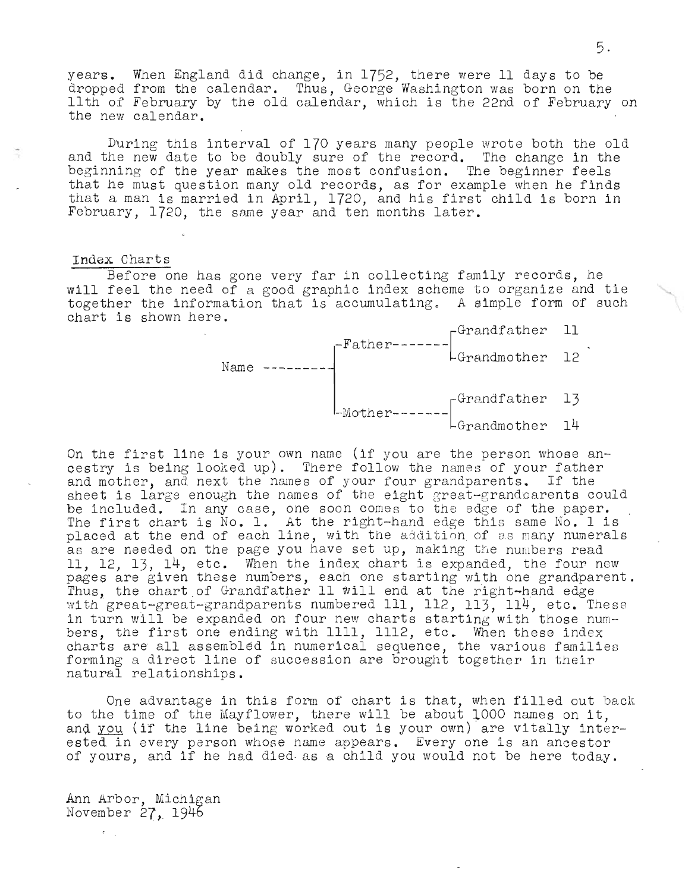years. When England did change, in 1752, there were 11 days to be dropped from the calendar. Thus, George Washington was born on the 11th of February by the old calendar, which is the 22nd of February on the new calendar.

During this interval of 170 years many people wrote both the old and the new date to be doubly sure of the record. The change in the beginning of the year makes the most confusion. The beginner feels that he must question many old records, as for example when he finds that a man is married in April, 1720, and his first child is born in February, 1720, the same year and ten months later.

## Index Charts

Before one has gone very far in collecting family records, he will feel the need of a good graphic index scheme to organize and tie together the information that is accumulating. A simple form of such chart is shown here.

```
                                  ┌Grandfather  11
                  ┌Father--------┤
                  │               └Grandmother  12
Name ------------┤
                  │               ┌Grandfather  13
                  └Mother--------┤
                                  └Grandmother  14
```

On the first line is your own name (if you are the person whose ancestry is being looked up). There follow the names of your father and mother, and next the names of your four grandparents. If the sheet is large enough the names of the eight great-grandparents could be included. In any case, one soon comes to the edge of the paper. The first chart is No. 1. At the right-hand edge this same No. 1 is placed at the end of each line, with the addition of as many numerals as are needed on the page you have set up, making the numbers read 11, 12, 13, 14, etc. When the index chart is expanded, the four new pages are given these numbers, each one starting with one grandparent. Thus, the chart of Grandfather 11 will end at the right-hand edge with great-great-grandparents numbered 111, 112, 113, 114, etc. These in turn will be expanded on four new charts starting with those numbers, the first one ending with 1111, 1112, etc. When these index charts are all assembled in numerical sequence, the various families forming a direct line of succession are brought together in their natural relationships.

One advantage in this form of chart is that, when filled out back to the time of the Mayflower, there will be about 1000 names on it, and <u>you</u> (if the line being worked out is your own) are vitally interested in every person whose name appears. Every one is an ancestor of yours, and if he had died as a child you would not be here today.

Ann Arbor, Michigan
November 27, 1946